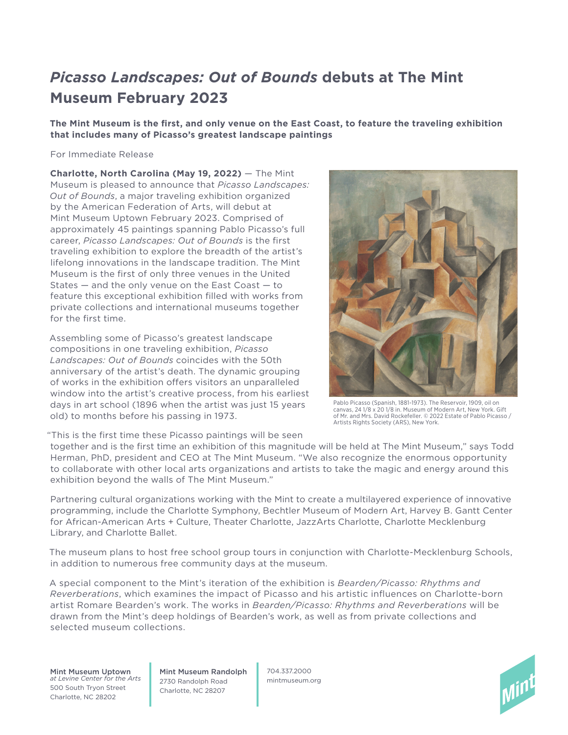# *Picasso Landscapes: Out of Bounds* debuts at The Mint Museum February 2023

**The Mint Museum is the first, and only venue on the East Coast, to feature the traveling exhibition that includes many of Picasso's greatest landscape paintings**

For Immediate Release

**Charlotte, North Carolina (May 19, 2022)** — The Mint Museum is pleased to announce that *Picasso Landscapes: Out of Bounds*, a major traveling exhibition organized by the American Federation of Arts, will debut at Mint Museum Uptown February 2023. Comprised of approximately 45 paintings spanning Pablo Picasso's full career, *Picasso Landscapes: Out of Bounds* is the first traveling exhibition to explore the breadth of the artist's lifelong innovations in the landscape tradition. The Mint Museum is the first of only three venues in the United States — and the only venue on the East Coast — to feature this exceptional exhibition filled with works from private collections and international museums together for the first time.

Pablo Picasso (Spanish, 1881-1973). The Reservoir, 1909, oil on canvas, 24 1/8 x 20 1/8 in. Museum of Modern Art, New York. Gift of Mr. and Mrs. David Rockefeller. © 2022 Estate of Pablo Picasso / Artists Rights Society (ARS), New York.

Assembling some of Picasso's greatest landscape compositions in one traveling exhibition, *Picasso Landscapes: Out of Bounds* coincides with the 50th anniversary of the artist's death. The dynamic grouping of works in the exhibition offers visitors an unparalleled window into the artist's creative process, from his earliest days in art school (1896 when the artist was just 15 years old) to months before his passing in 1973.

"This is the first time these Picasso paintings will be seen together and is the first time an exhibition of this magnitude will be held at The Mint Museum," says Todd Herman, PhD, president and CEO at The Mint Museum. "We also recognize the enormous opportunity to collaborate with other local arts organizations and artists to take the magic and energy around this exhibition beyond the walls of The Mint Museum."

Partnering cultural organizations working with the Mint to create a multilayered experience of innovative programming, include the Charlotte Symphony, Bechtler Museum of Modern Art, Harvey B. Gantt Center for African-American Arts + Culture, Theater Charlotte, JazzArts Charlotte, Charlotte Mecklenburg Library, and Charlotte Ballet.

The museum plans to host free school group tours in conjunction with Charlotte-Mecklenburg Schools, in addition to numerous free community days at the museum.

A special component to the Mint's iteration of the exhibition is *Bearden/Picasso: Rhythms and Reverberations*, which examines the impact of Picasso and his artistic influences on Charlotte-born artist Romare Bearden's work. The works in *Bearden/Picasso: Rhythms and Reverberations* will be drawn from the Mint's deep holdings of Bearden's work, as well as from private collections and selected museum collections.

**Mint Museum Uptown**
*at Levine Center for the Arts*
500 South Tryon Street
Charlotte, NC 28202

**Mint Museum Randolph**
2730 Randolph Road
Charlotte, NC 28207

704.337.2000
mintmuseum.org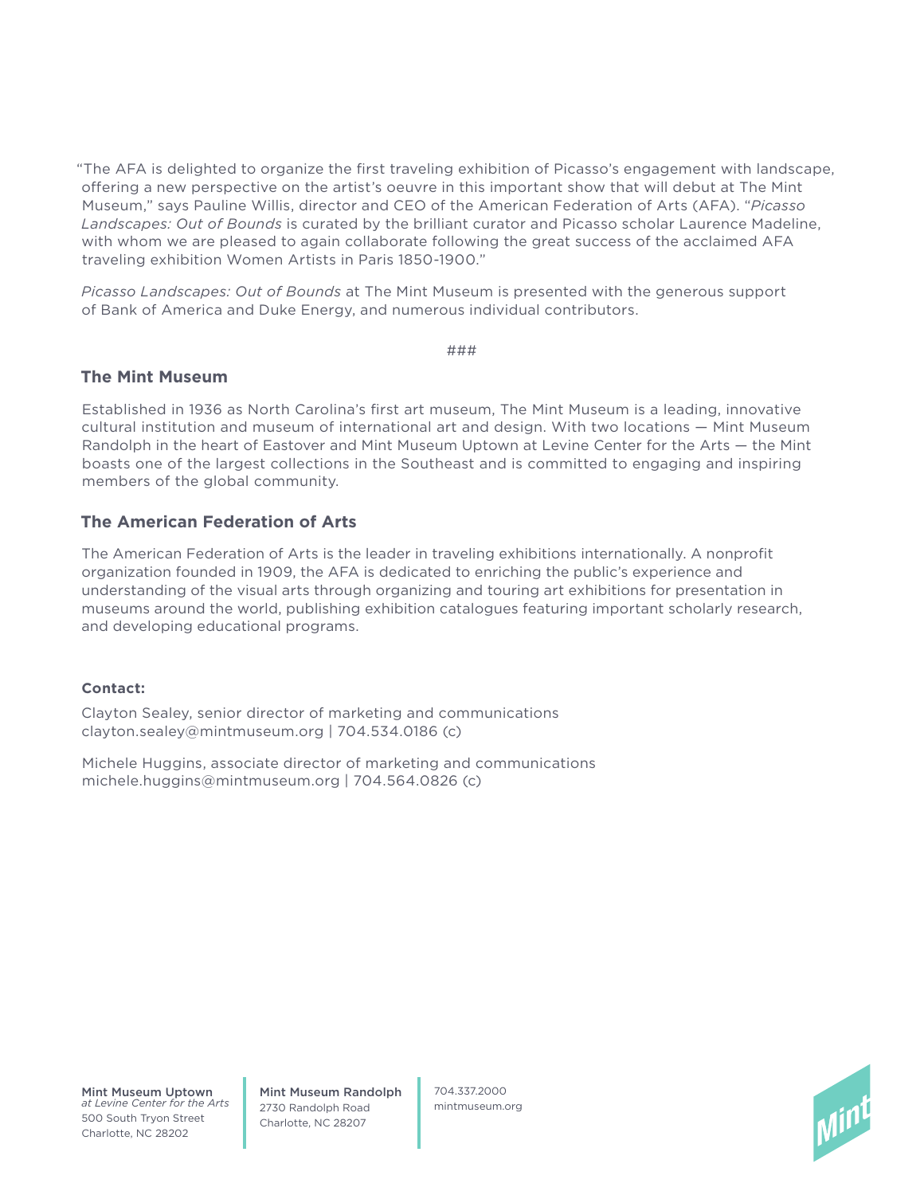"The AFA is delighted to organize the first traveling exhibition of Picasso's engagement with landscape, offering a new perspective on the artist's oeuvre in this important show that will debut at The Mint Museum," says Pauline Willis, director and CEO of the American Federation of Arts (AFA). "*Picasso Landscapes: Out of Bounds* is curated by the brilliant curator and Picasso scholar Laurence Madeline, with whom we are pleased to again collaborate following the great success of the acclaimed AFA traveling exhibition Women Artists in Paris 1850-1900."

*Picasso Landscapes: Out of Bounds* at The Mint Museum is presented with the generous support of Bank of America and Duke Energy, and numerous individual contributors.

###

## The Mint Museum

Established in 1936 as North Carolina's first art museum, The Mint Museum is a leading, innovative cultural institution and museum of international art and design. With two locations — Mint Museum Randolph in the heart of Eastover and Mint Museum Uptown at Levine Center for the Arts — the Mint boasts one of the largest collections in the Southeast and is committed to engaging and inspiring members of the global community.

## The American Federation of Arts

The American Federation of Arts is the leader in traveling exhibitions internationally. A nonprofit organization founded in 1909, the AFA is dedicated to enriching the public's experience and understanding of the visual arts through organizing and touring art exhibitions for presentation in museums around the world, publishing exhibition catalogues featuring important scholarly research, and developing educational programs.

**Contact:**

Clayton Sealey, senior director of marketing and communications
clayton.sealey@mintmuseum.org | 704.534.0186 (c)

Michele Huggins, associate director of marketing and communications
michele.huggins@mintmuseum.org | 704.564.0826 (c)

**Mint Museum Uptown**
*at Levine Center for the Arts*
500 South Tryon Street
Charlotte, NC 28202

**Mint Museum Randolph**
2730 Randolph Road
Charlotte, NC 28207

704.337.2000
mintmuseum.org